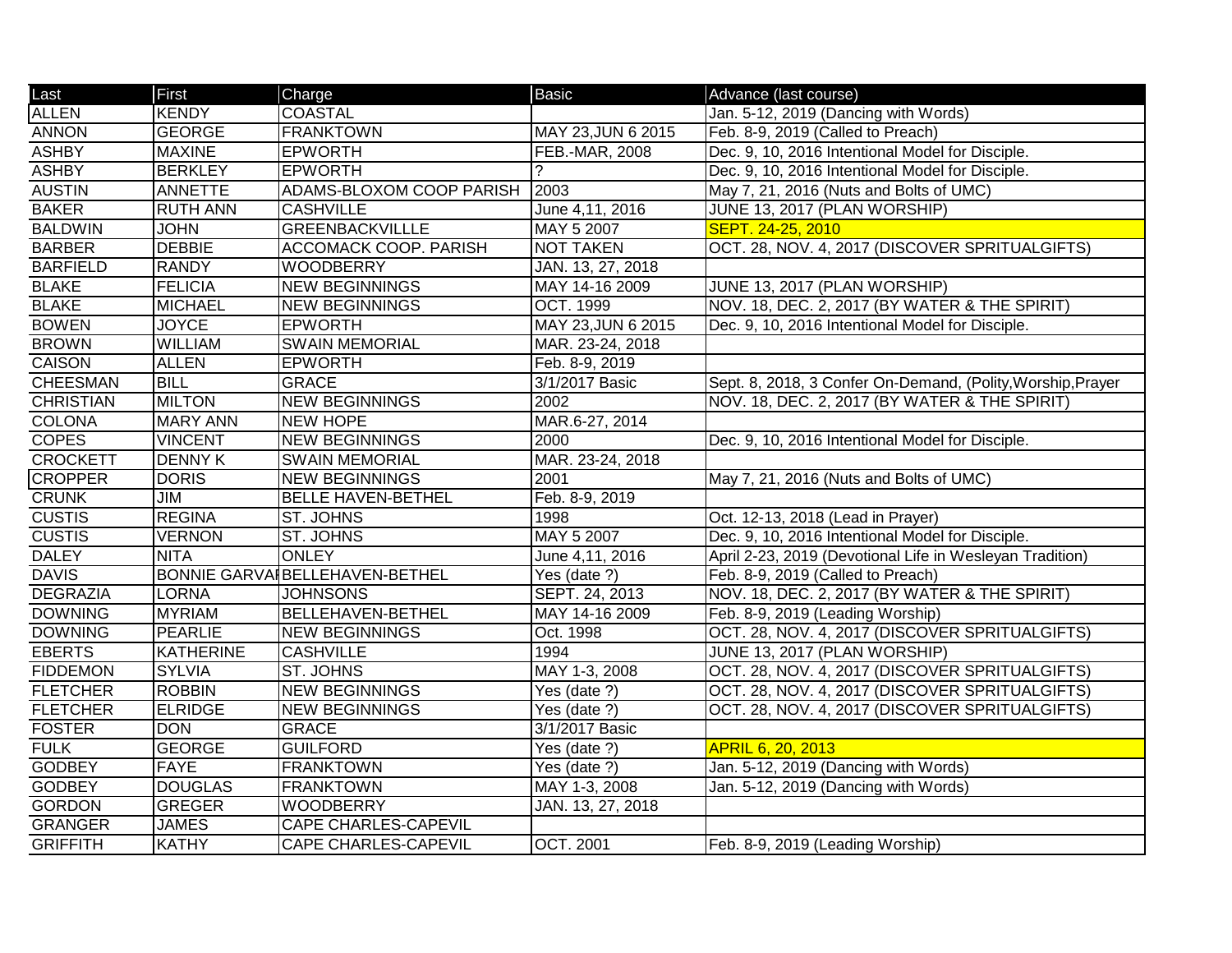| Last | First | Charge | Basic | Advance (last course) |
|---|---|---|---|---|
| ALLEN | KENDY | COASTAL | | Jan. 5-12, 2019 (Dancing with Words) |
| ANNON | GEORGE | FRANKTOWN | MAY 23,JUN 6 2015 | Feb. 8-9, 2019 (Called to Preach) |
| ASHBY | MAXINE | EPWORTH | FEB.-MAR, 2008 | Dec. 9, 10, 2016 Intentional Model for Disciple. |
| ASHBY | BERKLEY | EPWORTH | ? | Dec. 9, 10, 2016 Intentional Model for Disciple. |
| AUSTIN | ANNETTE | ADAMS-BLOXOM COOP PARISH | 2003 | May 7, 21, 2016 (Nuts and Bolts of UMC) |
| BAKER | RUTH ANN | CASHVILLE | June 4,11, 2016 | JUNE 13, 2017 (PLAN WORSHIP) |
| BALDWIN | JOHN | GREENBACKVILLLE | MAY 5 2007 | SEPT. 24-25, 2010 |
| BARBER | DEBBIE | ACCOMACK COOP. PARISH | NOT TAKEN | OCT. 28, NOV. 4, 2017 (DISCOVER SPRITUALGIFTS) |
| BARFIELD | RANDY | WOODBERRY | JAN. 13, 27, 2018 | |
| BLAKE | FELICIA | NEW BEGINNINGS | MAY 14-16 2009 | JUNE 13, 2017 (PLAN WORSHIP) |
| BLAKE | MICHAEL | NEW BEGINNINGS | OCT. 1999 | NOV. 18, DEC. 2, 2017 (BY WATER & THE SPIRIT) |
| BOWEN | JOYCE | EPWORTH | MAY 23,JUN 6 2015 | Dec. 9, 10, 2016 Intentional Model for Disciple. |
| BROWN | WILLIAM | SWAIN MEMORIAL | MAR. 23-24, 2018 | |
| CAISON | ALLEN | EPWORTH | Feb. 8-9, 2019 | |
| CHEESMAN | BILL | GRACE | 3/1/2017 Basic | Sept. 8, 2018, 3 Confer On-Demand, (Polity,Worship,Prayer |
| CHRISTIAN | MILTON | NEW BEGINNINGS | 2002 | NOV. 18, DEC. 2, 2017 (BY WATER & THE SPIRIT) |
| COLONA | MARY ANN | NEW HOPE | MAR.6-27, 2014 | |
| COPES | VINCENT | NEW BEGINNINGS | 2000 | Dec. 9, 10, 2016 Intentional Model for Disciple. |
| CROCKETT | DENNY K | SWAIN MEMORIAL | MAR. 23-24, 2018 | |
| CROPPER | DORIS | NEW BEGINNINGS | 2001 | May 7, 21, 2016 (Nuts and Bolts of UMC) |
| CRUNK | JIM | BELLE HAVEN-BETHEL | Feb. 8-9, 2019 | |
| CUSTIS | REGINA | ST. JOHNS | 1998 | Oct. 12-13, 2018 (Lead in Prayer) |
| CUSTIS | VERNON | ST. JOHNS | MAY 5 2007 | Dec. 9, 10, 2016 Intentional Model for Disciple. |
| DALEY | NITA | ONLEY | June 4,11, 2016 | April 2-23, 2019 (Devotional Life in Wesleyan Tradition) |
| DAVIS | BONNIE GARVAI | BELLEHAVEN-BETHEL | Yes (date ?) | Feb. 8-9, 2019 (Called to Preach) |
| DEGRAZIA | LORNA | JOHNSONS | SEPT. 24, 2013 | NOV. 18, DEC. 2, 2017 (BY WATER & THE SPIRIT) |
| DOWNING | MYRIAM | BELLEHAVEN-BETHEL | MAY 14-16 2009 | Feb. 8-9, 2019 (Leading Worship) |
| DOWNING | PEARLIE | NEW BEGINNINGS | Oct. 1998 | OCT. 28, NOV. 4, 2017 (DISCOVER SPRITUALGIFTS) |
| EBERTS | KATHERINE | CASHVILLE | 1994 | JUNE 13, 2017 (PLAN WORSHIP) |
| FIDDEMON | SYLVIA | ST. JOHNS | MAY 1-3, 2008 | OCT. 28, NOV. 4, 2017 (DISCOVER SPRITUALGIFTS) |
| FLETCHER | ROBBIN | NEW BEGINNINGS | Yes (date ?) | OCT. 28, NOV. 4, 2017 (DISCOVER SPRITUALGIFTS) |
| FLETCHER | ELRIDGE | NEW BEGINNINGS | Yes (date ?) | OCT. 28, NOV. 4, 2017 (DISCOVER SPRITUALGIFTS) |
| FOSTER | DON | GRACE | 3/1/2017 Basic | |
| FULK | GEORGE | GUILFORD | Yes (date ?) | APRIL 6, 20, 2013 |
| GODBEY | FAYE | FRANKTOWN | Yes (date ?) | Jan. 5-12, 2019 (Dancing with Words) |
| GODBEY | DOUGLAS | FRANKTOWN | MAY 1-3, 2008 | Jan. 5-12, 2019 (Dancing with Words) |
| GORDON | GREGER | WOODBERRY | JAN. 13, 27, 2018 | |
| GRANGER | JAMES | CAPE CHARLES-CAPEVIL | | |
| GRIFFITH | KATHY | CAPE CHARLES-CAPEVIL | OCT. 2001 | Feb. 8-9, 2019 (Leading Worship) |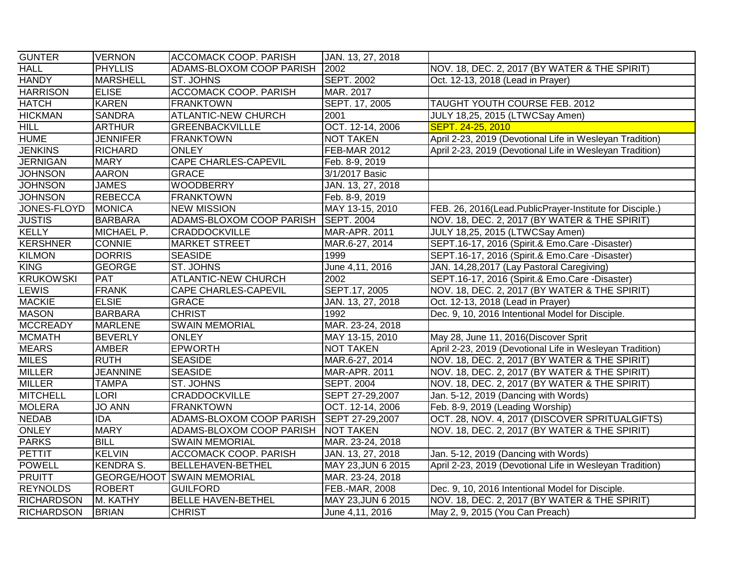| GUNTER | VERNON | ACCOMACK COOP. PARISH | JAN. 13, 27, 2018 | |
|---|---|---|---|---|
| HALL | PHYLLIS | ADAMS-BLOXOM COOP PARISH | 2002 | NOV. 18, DEC. 2, 2017 (BY WATER & THE SPIRIT) |
| HANDY | MARSHELL | ST. JOHNS | SEPT. 2002 | Oct. 12-13, 2018 (Lead in Prayer) |
| HARRISON | ELISE | ACCOMACK COOP. PARISH | MAR. 2017 | |
| HATCH | KAREN | FRANKTOWN | SEPT. 17, 2005 | TAUGHT YOUTH COURSE FEB. 2012 |
| HICKMAN | SANDRA | ATLANTIC-NEW CHURCH | 2001 | JULY 18,25, 2015 (LTWCSay Amen) |
| HILL | ARTHUR | GREENBACKVILLLE | OCT. 12-14, 2006 | SEPT. 24-25, 2010 |
| HUME | JENNIFER | FRANKTOWN | NOT TAKEN | April 2-23, 2019 (Devotional Life in Wesleyan Tradition) |
| JENKINS | RICHARD | ONLEY | FEB-MAR 2012 | April 2-23, 2019 (Devotional Life in Wesleyan Tradition) |
| JERNIGAN | MARY | CAPE CHARLES-CAPEVIL | Feb. 8-9, 2019 | |
| JOHNSON | AARON | GRACE | 3/1/2017 Basic | |
| JOHNSON | JAMES | WOODBERRY | JAN. 13, 27, 2018 | |
| JOHNSON | REBECCA | FRANKTOWN | Feb. 8-9, 2019 | |
| JONES-FLOYD | MONICA | NEW MISSION | MAY 13-15, 2010 | FEB. 26, 2016(Lead.PublicPrayer-Institute for Disciple.) |
| JUSTIS | BARBARA | ADAMS-BLOXOM COOP PARISH | SEPT. 2004 | NOV. 18, DEC. 2, 2017 (BY WATER & THE SPIRIT) |
| KELLY | MICHAEL P. | CRADDOCKVILLE | MAR-APR. 2011 | JULY 18,25, 2015 (LTWCSay Amen) |
| KERSHNER | CONNIE | MARKET STREET | MAR.6-27, 2014 | SEPT.16-17, 2016 (Spirit.& Emo.Care -Disaster) |
| KILMON | DORRIS | SEASIDE | 1999 | SEPT.16-17, 2016 (Spirit.& Emo.Care -Disaster) |
| KING | GEORGE | ST. JOHNS | June 4,11, 2016 | JAN. 14,28,2017 (Lay Pastoral Caregiving) |
| KRUKOWSKI | PAT | ATLANTIC-NEW CHURCH | 2002 | SEPT.16-17, 2016 (Spirit.& Emo.Care -Disaster) |
| LEWIS | FRANK | CAPE CHARLES-CAPEVIL | SEPT.17, 2005 | NOV. 18, DEC. 2, 2017 (BY WATER & THE SPIRIT) |
| MACKIE | ELSIE | GRACE | JAN. 13, 27, 2018 | Oct. 12-13, 2018 (Lead in Prayer) |
| MASON | BARBARA | CHRIST | 1992 | Dec. 9, 10, 2016 Intentional Model for Disciple. |
| MCCREADY | MARLENE | SWAIN MEMORIAL | MAR. 23-24, 2018 | |
| MCMATH | BEVERLY | ONLEY | MAY 13-15, 2010 | May 28, June 11, 2016(Discover Sprit |
| MEARS | AMBER | EPWORTH | NOT TAKEN | April 2-23, 2019 (Devotional Life in Wesleyan Tradition) |
| MILES | RUTH | SEASIDE | MAR.6-27, 2014 | NOV. 18, DEC. 2, 2017 (BY WATER & THE SPIRIT) |
| MILLER | JEANNINE | SEASIDE | MAR-APR. 2011 | NOV. 18, DEC. 2, 2017 (BY WATER & THE SPIRIT) |
| MILLER | TAMPA | ST. JOHNS | SEPT. 2004 | NOV. 18, DEC. 2, 2017 (BY WATER & THE SPIRIT) |
| MITCHELL | LORI | CRADDOCKVILLE | SEPT 27-29,2007 | Jan. 5-12, 2019 (Dancing with Words) |
| MOLERA | JO ANN | FRANKTOWN | OCT. 12-14, 2006 | Feb. 8-9, 2019 (Leading Worship) |
| NEDAB | IDA | ADAMS-BLOXOM COOP PARISH | SEPT 27-29,2007 | OCT. 28, NOV. 4, 2017 (DISCOVER SPRITUALGIFTS) |
| ONLEY | MARY | ADAMS-BLOXOM COOP PARISH | NOT TAKEN | NOV. 18, DEC. 2, 2017 (BY WATER & THE SPIRIT) |
| PARKS | BILL | SWAIN MEMORIAL | MAR. 23-24, 2018 | |
| PETTIT | KELVIN | ACCOMACK COOP. PARISH | JAN. 13, 27, 2018 | Jan. 5-12, 2019 (Dancing with Words) |
| POWELL | KENDRA S. | BELLEHAVEN-BETHEL | MAY 23,JUN 6 2015 | April 2-23, 2019 (Devotional Life in Wesleyan Tradition) |
| PRUITT | GEORGE/HOOT | SWAIN MEMORIAL | MAR. 23-24, 2018 | |
| REYNOLDS | ROBERT | GUILFORD | FEB.-MAR, 2008 | Dec. 9, 10, 2016 Intentional Model for Disciple. |
| RICHARDSON | M. KATHY | BELLE HAVEN-BETHEL | MAY 23,JUN 6 2015 | NOV. 18, DEC. 2, 2017 (BY WATER & THE SPIRIT) |
| RICHARDSON | BRIAN | CHRIST | June 4,11, 2016 | May 2, 9, 2015 (You Can Preach) |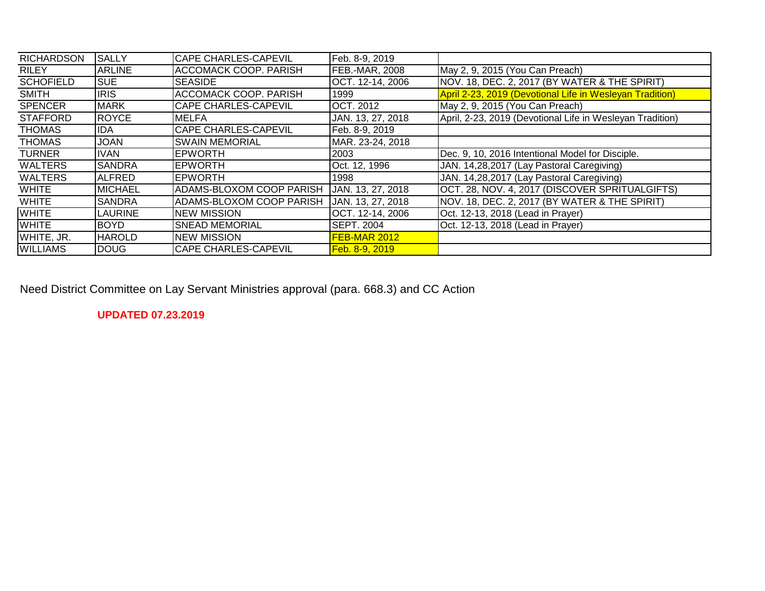| | | | | |
|---|---|---|---|---|
| RICHARDSON | SALLY | CAPE CHARLES-CAPEVIL | Feb. 8-9, 2019 | |
| RILEY | ARLINE | ACCOMACK COOP. PARISH | FEB.-MAR, 2008 | May 2, 9, 2015 (You Can Preach) |
| SCHOFIELD | SUE | SEASIDE | OCT. 12-14, 2006 | NOV. 18, DEC. 2, 2017 (BY WATER & THE SPIRIT) |
| SMITH | IRIS | ACCOMACK COOP. PARISH | 1999 | April 2-23, 2019 (Devotional Life in Wesleyan Tradition) |
| SPENCER | MARK | CAPE CHARLES-CAPEVIL | OCT. 2012 | May 2, 9, 2015 (You Can Preach) |
| STAFFORD | ROYCE | MELFA | JAN. 13, 27, 2018 | April, 2-23, 2019 (Devotional Life in Wesleyan Tradition) |
| THOMAS | IDA | CAPE CHARLES-CAPEVIL | Feb. 8-9, 2019 | |
| THOMAS | JOAN | SWAIN MEMORIAL | MAR. 23-24, 2018 | |
| TURNER | IVAN | EPWORTH | 2003 | Dec. 9, 10, 2016 Intentional Model for Disciple. |
| WALTERS | SANDRA | EPWORTH | Oct. 12, 1996 | JAN. 14,28,2017 (Lay Pastoral Caregiving) |
| WALTERS | ALFRED | EPWORTH | 1998 | JAN. 14,28,2017 (Lay Pastoral Caregiving) |
| WHITE | MICHAEL | ADAMS-BLOXOM COOP PARISH | JAN. 13, 27, 2018 | OCT. 28, NOV. 4, 2017 (DISCOVER SPRITUALGIFTS) |
| WHITE | SANDRA | ADAMS-BLOXOM COOP PARISH | JAN. 13, 27, 2018 | NOV. 18, DEC. 2, 2017 (BY WATER & THE SPIRIT) |
| WHITE | LAURINE | NEW MISSION | OCT. 12-14, 2006 | Oct. 12-13, 2018 (Lead in Prayer) |
| WHITE | BOYD | SNEAD MEMORIAL | SEPT. 2004 | Oct. 12-13, 2018 (Lead in Prayer) |
| WHITE, JR. | HAROLD | NEW MISSION | FEB-MAR 2012 | |
| WILLIAMS | DOUG | CAPE CHARLES-CAPEVIL | Feb. 8-9, 2019 | |

Need District Committee on Lay Servant Ministries approval (para. 668.3) and CC Action

**UPDATED 07.23.2019**